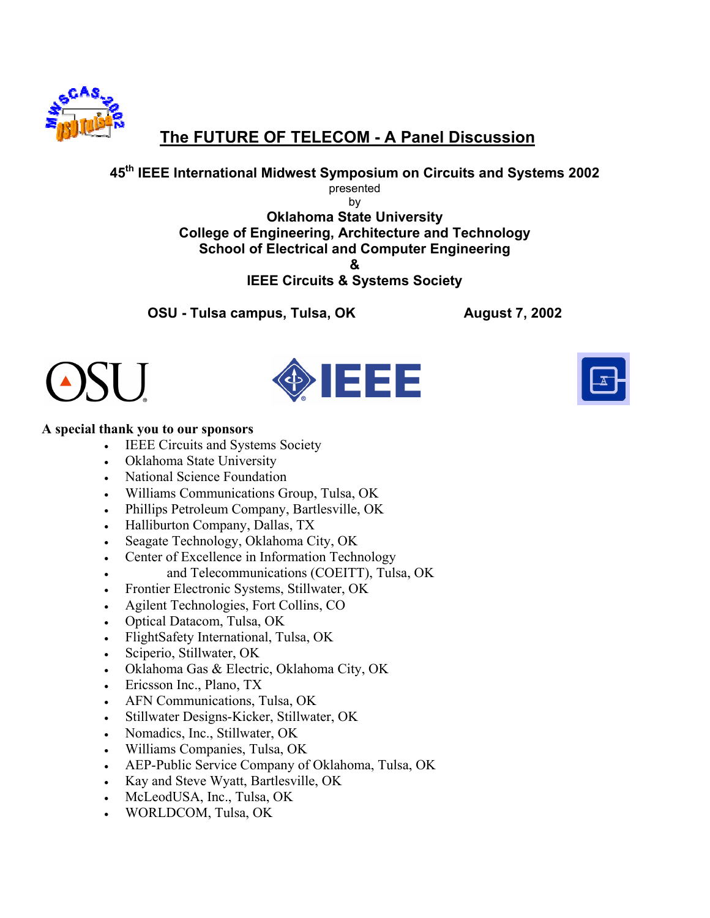# The FUTURE OF TELECOM - A Panel Discussion

**45th IEEE International Midwest Symposium on Circuits and Systems 2002**

presented

by

**Oklahoma State University**
**College of Engineering, Architecture and Technology**
**School of Electrical and Computer Engineering**
**&**
**IEEE Circuits & Systems Society**

**OSU - Tulsa campus, Tulsa, OK** **August 7, 2002**

**A special thank you to our sponsors**

- IEEE Circuits and Systems Society
- Oklahoma State University
- National Science Foundation
- Williams Communications Group, Tulsa, OK
- Phillips Petroleum Company, Bartlesville, OK
- Halliburton Company, Dallas, TX
- Seagate Technology, Oklahoma City, OK
- Center of Excellence in Information Technology
- and Telecommunications (COEITT), Tulsa, OK
- Frontier Electronic Systems, Stillwater, OK
- Agilent Technologies, Fort Collins, CO
- Optical Datacom, Tulsa, OK
- FlightSafety International, Tulsa, OK
- Sciperio, Stillwater, OK
- Oklahoma Gas & Electric, Oklahoma City, OK
- Ericsson Inc., Plano, TX
- AFN Communications, Tulsa, OK
- Stillwater Designs-Kicker, Stillwater, OK
- Nomadics, Inc., Stillwater, OK
- Williams Companies, Tulsa, OK
- AEP-Public Service Company of Oklahoma, Tulsa, OK
- Kay and Steve Wyatt, Bartlesville, OK
- McLeodUSA, Inc., Tulsa, OK
- WORLDCOM, Tulsa, OK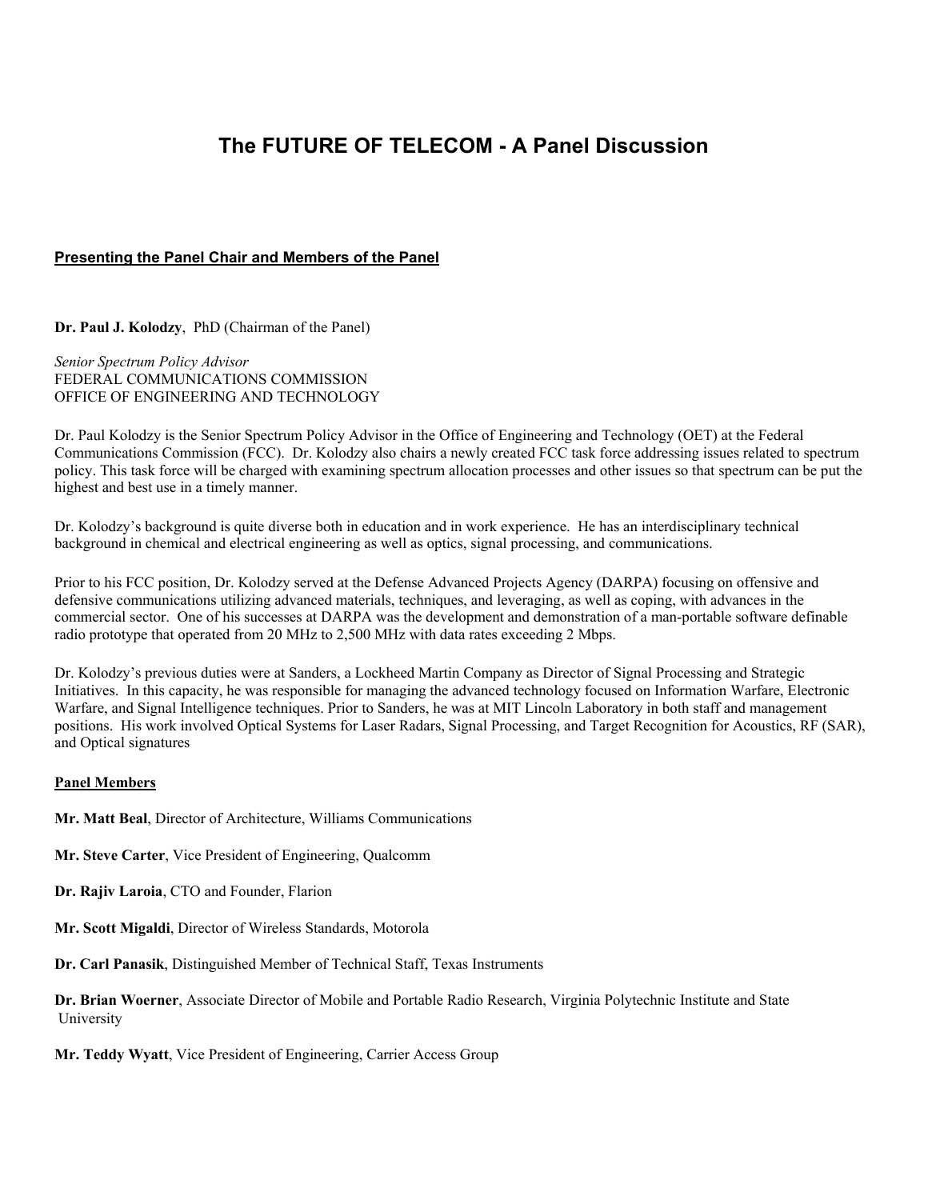# The FUTURE OF TELECOM - A Panel Discussion

## Presenting the Panel Chair and Members of the Panel

**Dr. Paul J. Kolodzy**, PhD (Chairman of the Panel)

*Senior Spectrum Policy Advisor*
FEDERAL COMMUNICATIONS COMMISSION
OFFICE OF ENGINEERING AND TECHNOLOGY

Dr. Paul Kolodzy is the Senior Spectrum Policy Advisor in the Office of Engineering and Technology (OET) at the Federal Communications Commission (FCC). Dr. Kolodzy also chairs a newly created FCC task force addressing issues related to spectrum policy. This task force will be charged with examining spectrum allocation processes and other issues so that spectrum can be put the highest and best use in a timely manner.

Dr. Kolodzy's background is quite diverse both in education and in work experience. He has an interdisciplinary technical background in chemical and electrical engineering as well as optics, signal processing, and communications.

Prior to his FCC position, Dr. Kolodzy served at the Defense Advanced Projects Agency (DARPA) focusing on offensive and defensive communications utilizing advanced materials, techniques, and leveraging, as well as coping, with advances in the commercial sector. One of his successes at DARPA was the development and demonstration of a man-portable software definable radio prototype that operated from 20 MHz to 2,500 MHz with data rates exceeding 2 Mbps.

Dr. Kolodzy's previous duties were at Sanders, a Lockheed Martin Company as Director of Signal Processing and Strategic Initiatives. In this capacity, he was responsible for managing the advanced technology focused on Information Warfare, Electronic Warfare, and Signal Intelligence techniques. Prior to Sanders, he was at MIT Lincoln Laboratory in both staff and management positions. His work involved Optical Systems for Laser Radars, Signal Processing, and Target Recognition for Acoustics, RF (SAR), and Optical signatures

### Panel Members

**Mr. Matt Beal**, Director of Architecture, Williams Communications

**Mr. Steve Carter**, Vice President of Engineering, Qualcomm

**Dr. Rajiv Laroia**, CTO and Founder, Flarion

**Mr. Scott Migaldi**, Director of Wireless Standards, Motorola

**Dr. Carl Panasik**, Distinguished Member of Technical Staff, Texas Instruments

**Dr. Brian Woerner**, Associate Director of Mobile and Portable Radio Research, Virginia Polytechnic Institute and State University

**Mr. Teddy Wyatt**, Vice President of Engineering, Carrier Access Group